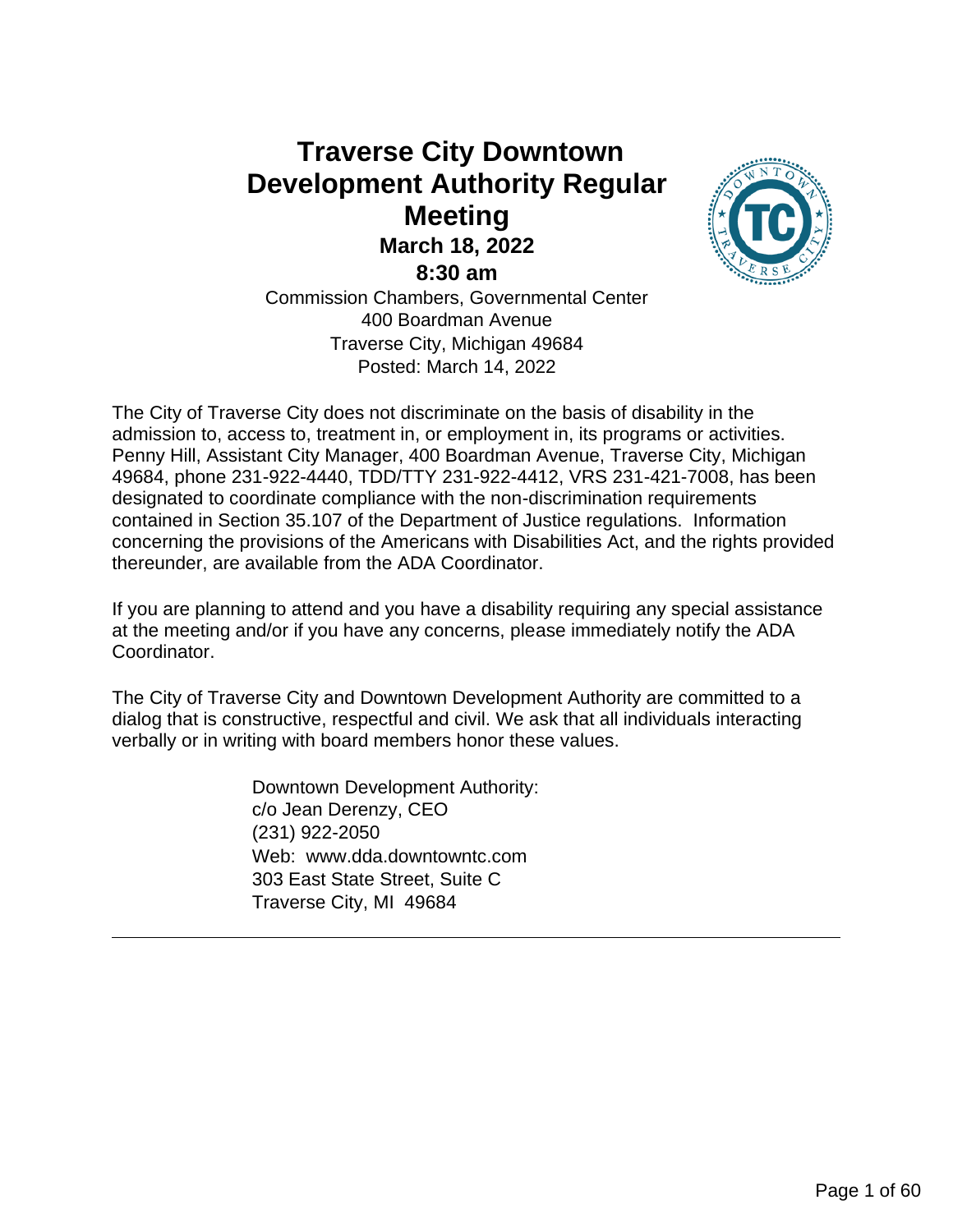# Traverse City Downtown Development Authority Regular Meeting

## March 18, 2022

## 8:30 am

Commission Chambers, Governmental Center
400 Boardman Avenue
Traverse City, Michigan 49684
Posted: March 14, 2022

The City of Traverse City does not discriminate on the basis of disability in the admission to, access to, treatment in, or employment in, its programs or activities. Penny Hill, Assistant City Manager, 400 Boardman Avenue, Traverse City, Michigan 49684, phone 231-922-4440, TDD/TTY 231-922-4412, VRS 231-421-7008, has been designated to coordinate compliance with the non-discrimination requirements contained in Section 35.107 of the Department of Justice regulations. Information concerning the provisions of the Americans with Disabilities Act, and the rights provided thereunder, are available from the ADA Coordinator.

If you are planning to attend and you have a disability requiring any special assistance at the meeting and/or if you have any concerns, please immediately notify the ADA Coordinator.

The City of Traverse City and Downtown Development Authority are committed to a dialog that is constructive, respectful and civil. We ask that all individuals interacting verbally or in writing with board members honor these values.

Downtown Development Authority:
c/o Jean Derenzy, CEO
(231) 922-2050
Web: www.dda.downtowntc.com
303 East State Street, Suite C
Traverse City, MI 49684

---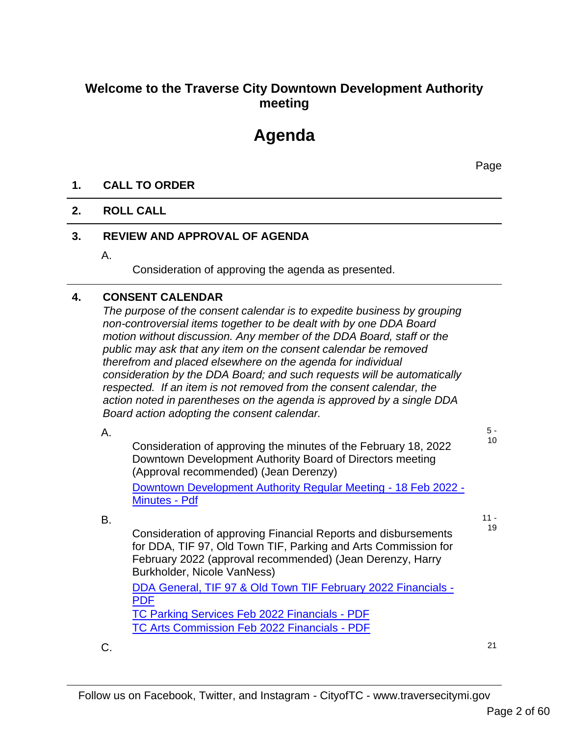## Welcome to the Traverse City Downtown Development Authority meeting

# Agenda

Page

**1. CALL TO ORDER**

**2. ROLL CALL**

**3. REVIEW AND APPROVAL OF AGENDA**

A.

Consideration of approving the agenda as presented.

**4. CONSENT CALENDAR**

*The purpose of the consent calendar is to expedite business by grouping non-controversial items together to be dealt with by one DDA Board motion without discussion. Any member of the DDA Board, staff or the public may ask that any item on the consent calendar be removed therefrom and placed elsewhere on the agenda for individual consideration by the DDA Board; and such requests will be automatically respected. If an item is not removed from the consent calendar, the action noted in parentheses on the agenda is approved by a single DDA Board action adopting the consent calendar.*

A. 5 - 10

Consideration of approving the minutes of the February 18, 2022 Downtown Development Authority Board of Directors meeting (Approval recommended) (Jean Derenzy)

Downtown Development Authority Regular Meeting - 18 Feb 2022 - Minutes - Pdf

B. 11 - 19

Consideration of approving Financial Reports and disbursements for DDA, TIF 97, Old Town TIF, Parking and Arts Commission for February 2022 (approval recommended) (Jean Derenzy, Harry Burkholder, Nicole VanNess)

DDA General, TIF 97 & Old Town TIF February 2022 Financials - PDF

TC Parking Services Feb 2022 Financials - PDF

TC Arts Commission Feb 2022 Financials - PDF

C. 21

Follow us on Facebook, Twitter, and Instagram - CityofTC - www.traversecitymi.gov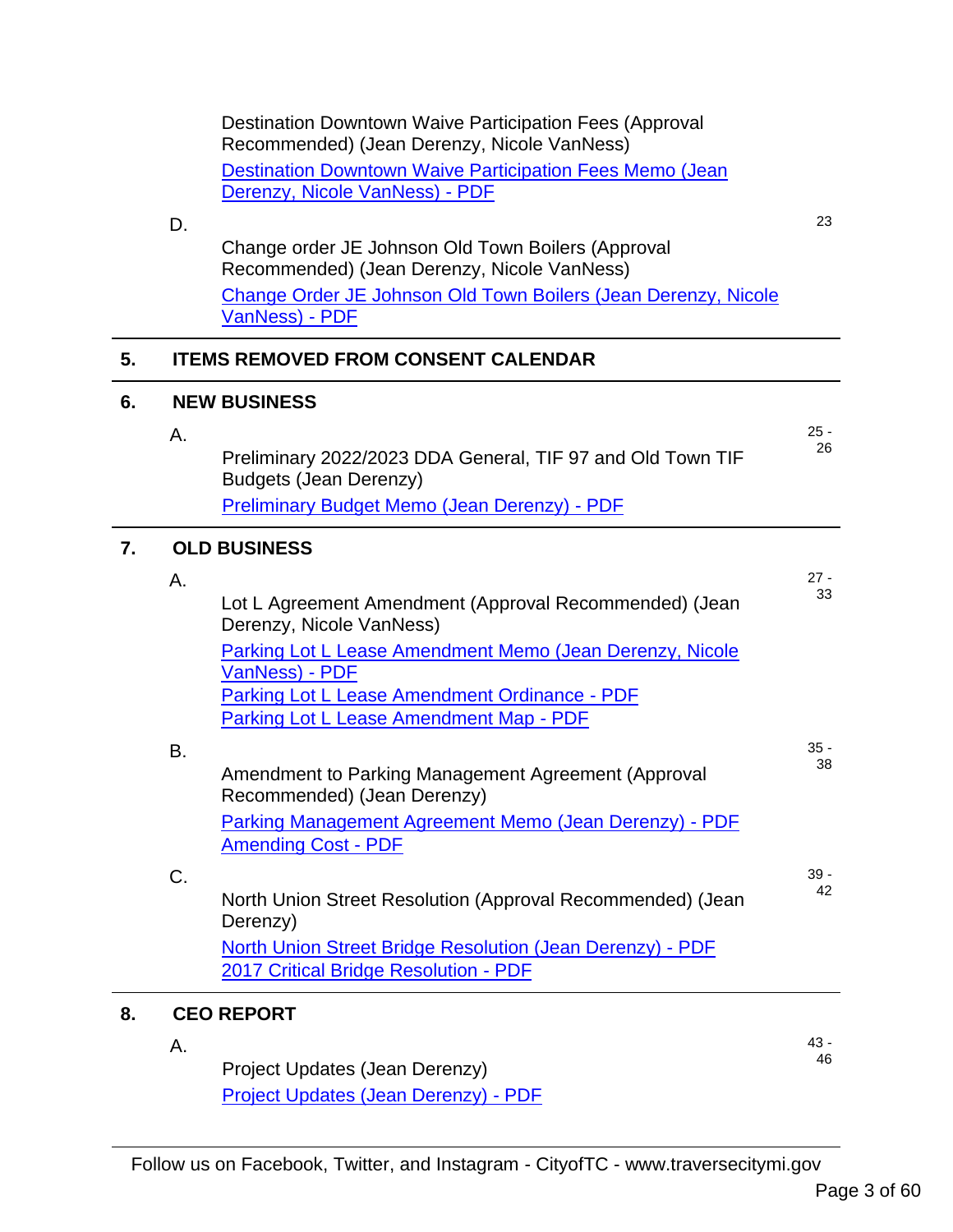Destination Downtown Waive Participation Fees (Approval Recommended) (Jean Derenzy, Nicole VanNess)

[Destination Downtown Waive Participation Fees Memo (Jean Derenzy, Nicole VanNess) - PDF]

D. Change order JE Johnson Old Town Boilers (Approval Recommended) (Jean Derenzy, Nicole VanNess) — 23

[Change Order JE Johnson Old Town Boilers (Jean Derenzy, Nicole VanNess) - PDF]

## 5. ITEMS REMOVED FROM CONSENT CALENDAR

## 6. NEW BUSINESS

A. Preliminary 2022/2023 DDA General, TIF 97 and Old Town TIF Budgets (Jean Derenzy) — 25 - 26

[Preliminary Budget Memo (Jean Derenzy) - PDF]

## 7. OLD BUSINESS

A. Lot L Agreement Amendment (Approval Recommended) (Jean Derenzy, Nicole VanNess) — 27 - 33

[Parking Lot L Lease Amendment Memo (Jean Derenzy, Nicole VanNess) - PDF]
[Parking Lot L Lease Amendment Ordinance - PDF]
[Parking Lot L Lease Amendment Map - PDF]

B. Amendment to Parking Management Agreement (Approval Recommended) (Jean Derenzy) — 35 - 38

[Parking Management Agreement Memo (Jean Derenzy) - PDF]
[Amending Cost - PDF]

C. North Union Street Resolution (Approval Recommended) (Jean Derenzy) — 39 - 42

[North Union Street Bridge Resolution (Jean Derenzy) - PDF]
[2017 Critical Bridge Resolution - PDF]

## 8. CEO REPORT

A. Project Updates (Jean Derenzy) — 43 - 46

[Project Updates (Jean Derenzy) - PDF]

Follow us on Facebook, Twitter, and Instagram - CityofTC - www.traversecitymi.gov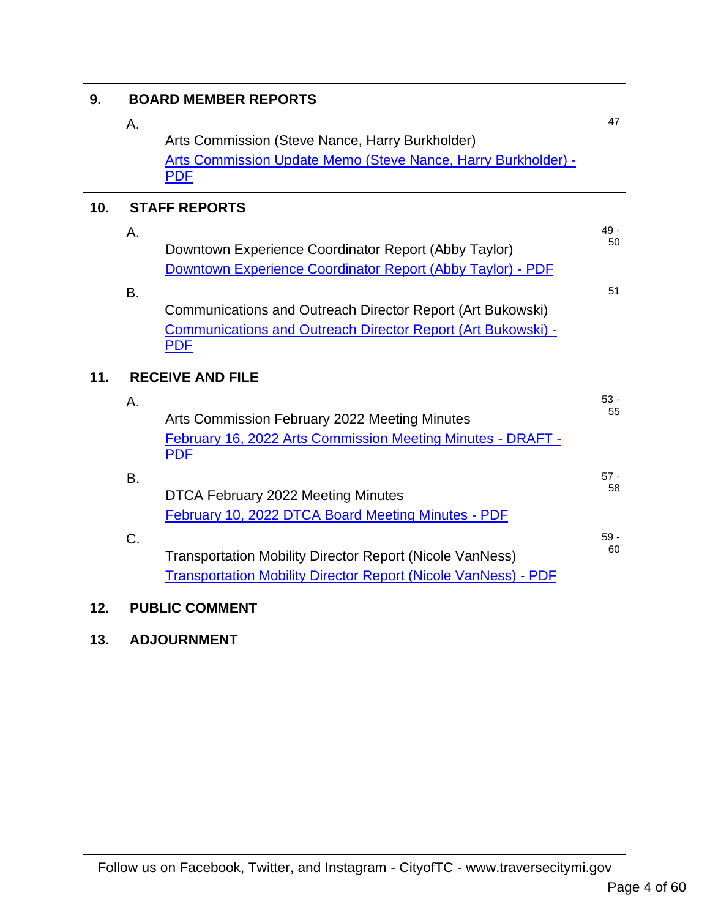## 9. BOARD MEMBER REPORTS

A. Arts Commission (Steve Nance, Harry Burkholder) — 47

Arts Commission Update Memo (Steve Nance, Harry Burkholder) - PDF

## 10. STAFF REPORTS

A. Downtown Experience Coordinator Report (Abby Taylor) — 49 - 50

Downtown Experience Coordinator Report (Abby Taylor) - PDF

B. Communications and Outreach Director Report (Art Bukowski) — 51

Communications and Outreach Director Report (Art Bukowski) - PDF

## 11. RECEIVE AND FILE

A. Arts Commission February 2022 Meeting Minutes — 53 - 55

February 16, 2022 Arts Commission Meeting Minutes - DRAFT - PDF

B. DTCA February 2022 Meeting Minutes — 57 - 58

February 10, 2022 DTCA Board Meeting Minutes - PDF

C. Transportation Mobility Director Report (Nicole VanNess) — 59 - 60

Transportation Mobility Director Report (Nicole VanNess) - PDF

## 12. PUBLIC COMMENT

## 13. ADJOURNMENT

Follow us on Facebook, Twitter, and Instagram - CityofTC - www.traversecitymi.gov